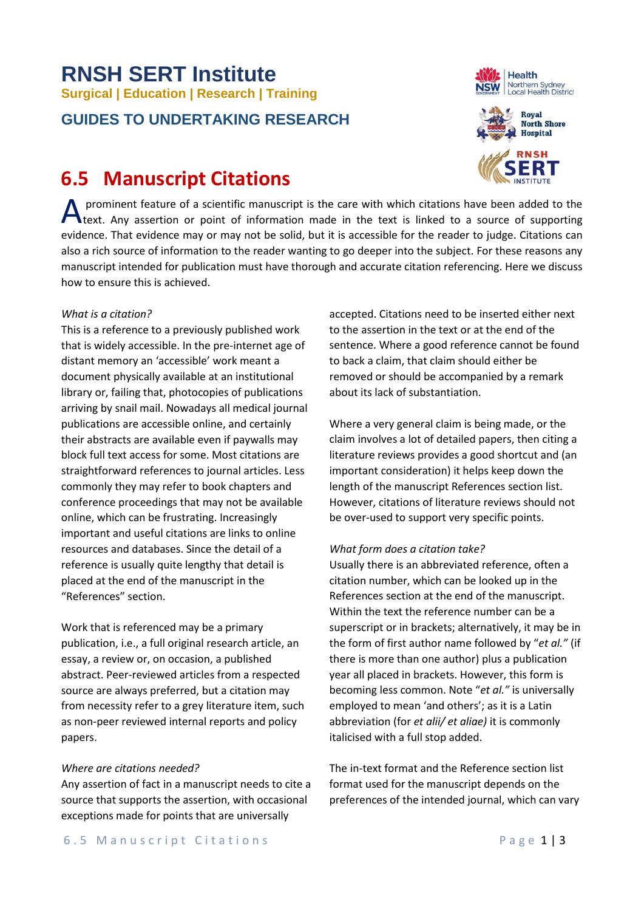# RNSH SERT Institute

**Surgical | Education | Research | Training**

## GUIDES TO UNDERTAKING RESEARCH

# 6.5 Manuscript Citations

A prominent feature of a scientific manuscript is the care with which citations have been added to the text. Any assertion or point of information made in the text is linked to a source of supporting evidence. That evidence may or may not be solid, but it is accessible for the reader to judge. Citations can also a rich source of information to the reader wanting to go deeper into the subject. For these reasons any manuscript intended for publication must have thorough and accurate citation referencing. Here we discuss how to ensure this is achieved.

*What is a citation?*

This is a reference to a previously published work that is widely accessible. In the pre-internet age of distant memory an 'accessible' work meant a document physically available at an institutional library or, failing that, photocopies of publications arriving by snail mail. Nowadays all medical journal publications are accessible online, and certainly their abstracts are available even if paywalls may block full text access for some. Most citations are straightforward references to journal articles. Less commonly they may refer to book chapters and conference proceedings that may not be available online, which can be frustrating. Increasingly important and useful citations are links to online resources and databases. Since the detail of a reference is usually quite lengthy that detail is placed at the end of the manuscript in the "References" section.

Work that is referenced may be a primary publication, i.e., a full original research article, an essay, a review or, on occasion, a published abstract. Peer-reviewed articles from a respected source are always preferred, but a citation may from necessity refer to a grey literature item, such as non-peer reviewed internal reports and policy papers.

*Where are citations needed?*

Any assertion of fact in a manuscript needs to cite a source that supports the assertion, with occasional exceptions made for points that are universally accepted. Citations need to be inserted either next to the assertion in the text or at the end of the sentence. Where a good reference cannot be found to back a claim, that claim should either be removed or should be accompanied by a remark about its lack of substantiation.

Where a very general claim is being made, or the claim involves a lot of detailed papers, then citing a literature reviews provides a good shortcut and (an important consideration) it helps keep down the length of the manuscript References section list. However, citations of literature reviews should not be over-used to support very specific points.

*What form does a citation take?*

Usually there is an abbreviated reference, often a citation number, which can be looked up in the References section at the end of the manuscript. Within the text the reference number can be a superscript or in brackets; alternatively, it may be in the form of first author name followed by "*et al.*" (if there is more than one author) plus a publication year all placed in brackets. However, this form is becoming less common. Note "*et al.*" is universally employed to mean 'and others'; as it is a Latin abbreviation (for *et alii/ et aliae)* it is commonly italicised with a full stop added.

The in-text format and the Reference section list format used for the manuscript depends on the preferences of the intended journal, which can vary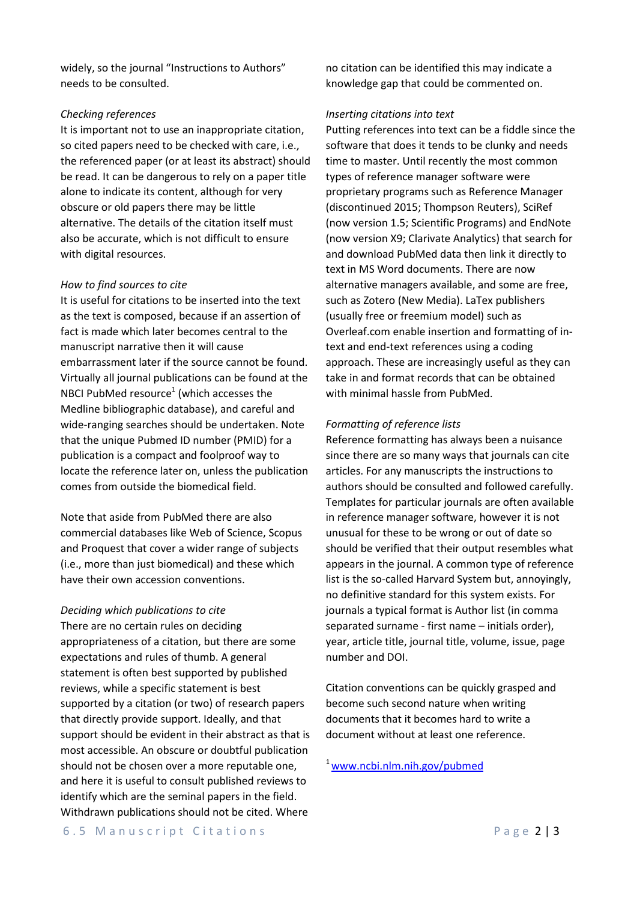widely, so the journal "Instructions to Authors" needs to be consulted.

*Checking references*

It is important not to use an inappropriate citation, so cited papers need to be checked with care, i.e., the referenced paper (or at least its abstract) should be read. It can be dangerous to rely on a paper title alone to indicate its content, although for very obscure or old papers there may be little alternative. The details of the citation itself must also be accurate, which is not difficult to ensure with digital resources.

*How to find sources to cite*

It is useful for citations to be inserted into the text as the text is composed, because if an assertion of fact is made which later becomes central to the manuscript narrative then it will cause embarrassment later if the source cannot be found. Virtually all journal publications can be found at the NBCI PubMed resource[1] (which accesses the Medline bibliographic database), and careful and wide-ranging searches should be undertaken. Note that the unique Pubmed ID number (PMID) for a publication is a compact and foolproof way to locate the reference later on, unless the publication comes from outside the biomedical field.

Note that aside from PubMed there are also commercial databases like Web of Science, Scopus and Proquest that cover a wider range of subjects (i.e., more than just biomedical) and these which have their own accession conventions.

*Deciding which publications to cite*

There are no certain rules on deciding appropriateness of a citation, but there are some expectations and rules of thumb. A general statement is often best supported by published reviews, while a specific statement is best supported by a citation (or two) of research papers that directly provide support. Ideally, and that support should be evident in their abstract as that is most accessible. An obscure or doubtful publication should not be chosen over a more reputable one, and here it is useful to consult published reviews to identify which are the seminal papers in the field. Withdrawn publications should not be cited. Where no citation can be identified this may indicate a knowledge gap that could be commented on.

*Inserting citations into text*

Putting references into text can be a fiddle since the software that does it tends to be clunky and needs time to master. Until recently the most common types of reference manager software were proprietary programs such as Reference Manager (discontinued 2015; Thompson Reuters), SciRef (now version 1.5; Scientific Programs) and EndNote (now version X9; Clarivate Analytics) that search for and download PubMed data then link it directly to text in MS Word documents. There are now alternative managers available, and some are free, such as Zotero (New Media). LaTex publishers (usually free or freemium model) such as Overleaf.com enable insertion and formatting of in-text and end-text references using a coding approach. These are increasingly useful as they can take in and format records that can be obtained with minimal hassle from PubMed.

*Formatting of reference lists*

Reference formatting has always been a nuisance since there are so many ways that journals can cite articles. For any manuscripts the instructions to authors should be consulted and followed carefully. Templates for particular journals are often available in reference manager software, however it is not unusual for these to be wrong or out of date so should be verified that their output resembles what appears in the journal. A common type of reference list is the so-called Harvard System but, annoyingly, no definitive standard for this system exists. For journals a typical format is Author list (in comma separated surname - first name – initials order), year, article title, journal title, volume, issue, page number and DOI.

Citation conventions can be quickly grasped and become such second nature when writing documents that it becomes hard to write a document without at least one reference.

[1] www.ncbi.nlm.nih.gov/pubmed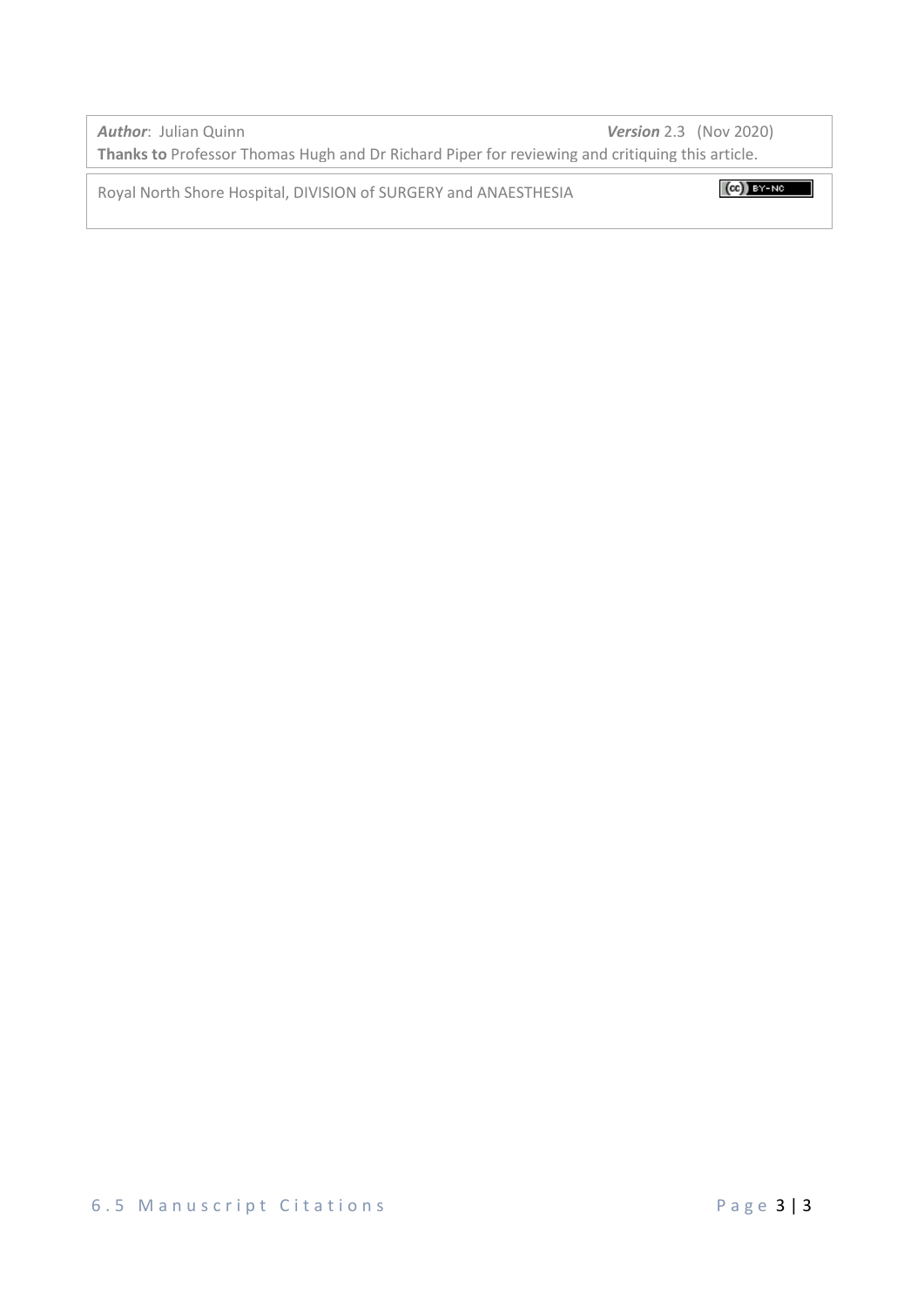***Author***: Julian Quinn ***Version*** 2.3 (Nov 2020)

**Thanks to** Professor Thomas Hugh and Dr Richard Piper for reviewing and critiquing this article.

Royal North Shore Hospital, DIVISION of SURGERY and ANAESTHESIA

(cc) BY-NC